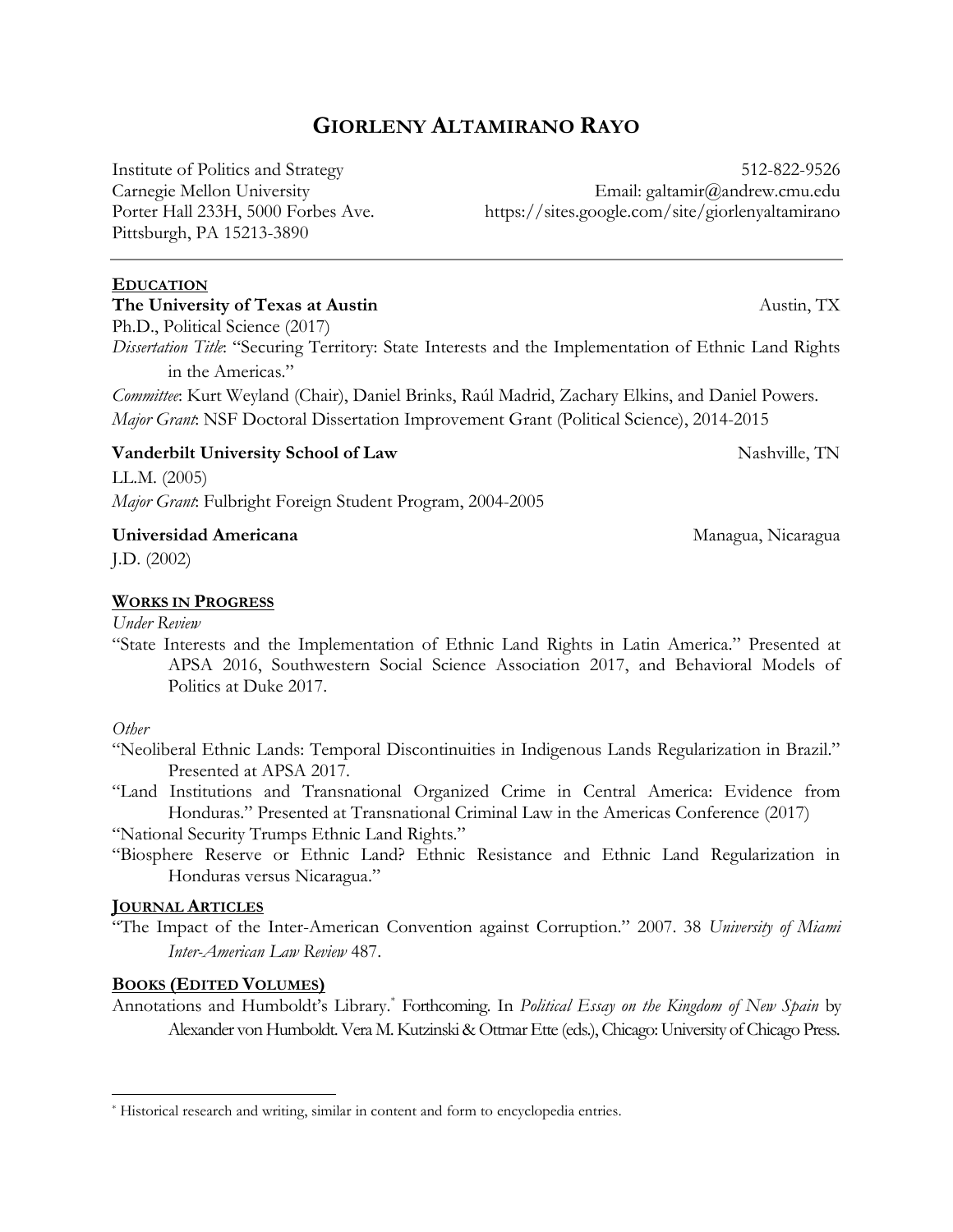# GIORLENY ALTAMIRANO RAYO

Institute of Politics and Strategy
Carnegie Mellon University
Porter Hall 233H, 5000 Forbes Ave.
Pittsburgh, PA 15213-3890

512-822-9526
Email: galtamir@andrew.cmu.edu
https://sites.google.com/site/giorlenyaltamirano

---

## EDUCATION

**The University of Texas at Austin** — Austin, TX

Ph.D., Political Science (2017)

*Dissertation Title*: "Securing Territory: State Interests and the Implementation of Ethnic Land Rights in the Americas."

*Committee*: Kurt Weyland (Chair), Daniel Brinks, Raúl Madrid, Zachary Elkins, and Daniel Powers.

*Major Grant*: NSF Doctoral Dissertation Improvement Grant (Political Science), 2014-2015

**Vanderbilt University School of Law** — Nashville, TN

LL.M. (2005)

*Major Grant*: Fulbright Foreign Student Program, 2004-2005

**Universidad Americana** — Managua, Nicaragua

J.D. (2002)

## WORKS IN PROGRESS

*Under Review*

"State Interests and the Implementation of Ethnic Land Rights in Latin America." Presented at APSA 2016, Southwestern Social Science Association 2017, and Behavioral Models of Politics at Duke 2017.

*Other*

"Neoliberal Ethnic Lands: Temporal Discontinuities in Indigenous Lands Regularization in Brazil." Presented at APSA 2017.

"Land Institutions and Transnational Organized Crime in Central America: Evidence from Honduras." Presented at Transnational Criminal Law in the Americas Conference (2017)

"National Security Trumps Ethnic Land Rights."

"Biosphere Reserve or Ethnic Land? Ethnic Resistance and Ethnic Land Regularization in Honduras versus Nicaragua."

## JOURNAL ARTICLES

"The Impact of the Inter-American Convention against Corruption." 2007. 38 *University of Miami Inter-American Law Review* 487.

## BOOKS (EDITED VOLUMES)

Annotations and Humboldt's Library.* Forthcoming. In *Political Essay on the Kingdom of New Spain* by Alexander von Humboldt. Vera M. Kutzinski & Ottmar Ette (eds.), Chicago: University of Chicago Press.

---

* Historical research and writing, similar in content and form to encyclopedia entries.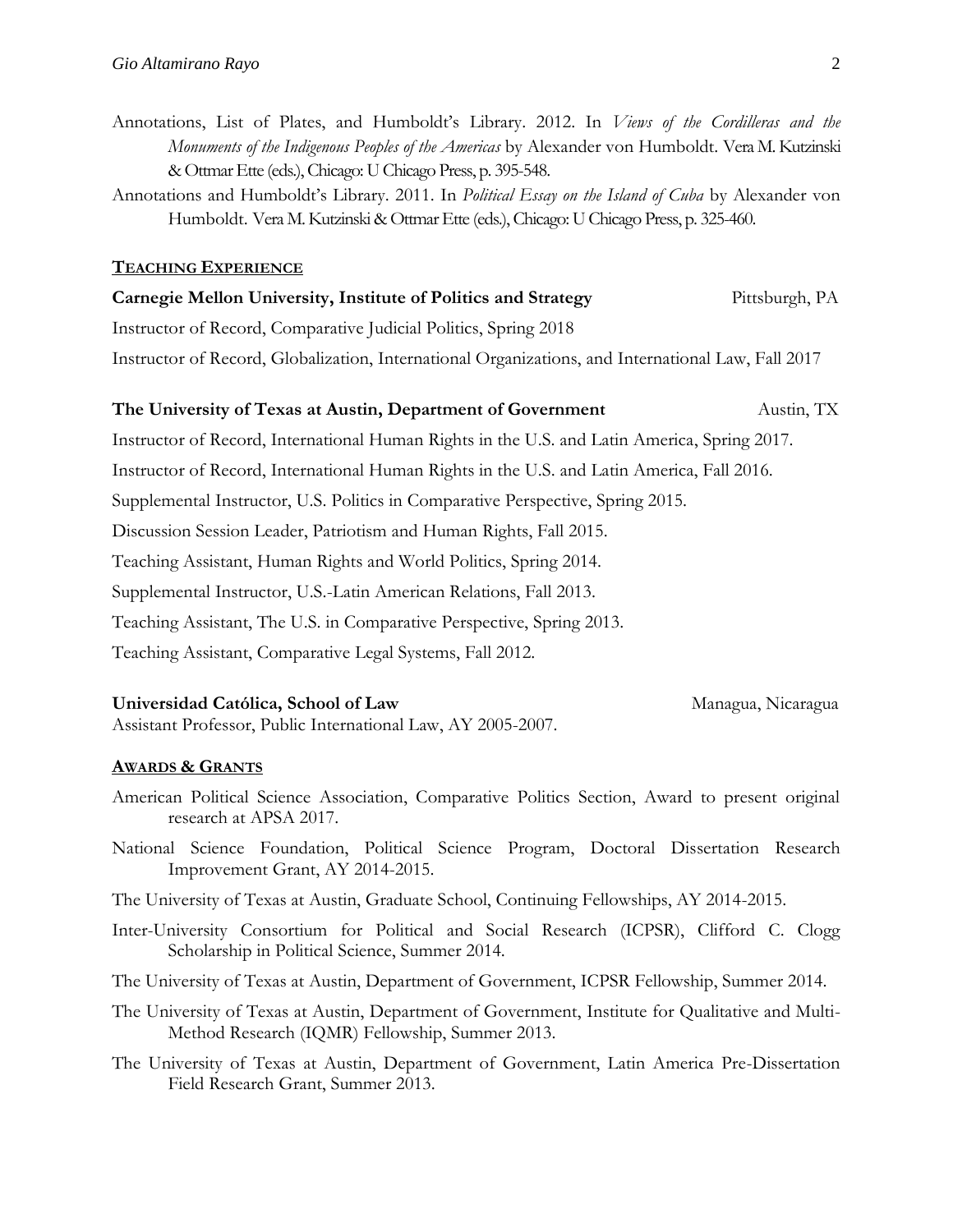Annotations, List of Plates, and Humboldt's Library. 2012. In *Views of the Cordilleras and the Monuments of the Indigenous Peoples of the Americas* by Alexander von Humboldt. Vera M. Kutzinski & Ottmar Ette (eds.), Chicago: U Chicago Press, p. 395-548.

Annotations and Humboldt's Library. 2011. In *Political Essay on the Island of Cuba* by Alexander von Humboldt. Vera M. Kutzinski & Ottmar Ette (eds.), Chicago: U Chicago Press, p. 325-460.

## TEACHING EXPERIENCE

**Carnegie Mellon University, Institute of Politics and Strategy** Pittsburgh, PA

Instructor of Record, Comparative Judicial Politics, Spring 2018

Instructor of Record, Globalization, International Organizations, and International Law, Fall 2017

**The University of Texas at Austin, Department of Government** Austin, TX

Instructor of Record, International Human Rights in the U.S. and Latin America, Spring 2017.

Instructor of Record, International Human Rights in the U.S. and Latin America, Fall 2016.

Supplemental Instructor, U.S. Politics in Comparative Perspective, Spring 2015.

Discussion Session Leader, Patriotism and Human Rights, Fall 2015.

Teaching Assistant, Human Rights and World Politics, Spring 2014.

Supplemental Instructor, U.S.-Latin American Relations, Fall 2013.

Teaching Assistant, The U.S. in Comparative Perspective, Spring 2013.

Teaching Assistant, Comparative Legal Systems, Fall 2012.

**Universidad Católica, School of Law** Managua, Nicaragua

Assistant Professor, Public International Law, AY 2005-2007.

## AWARDS & GRANTS

American Political Science Association, Comparative Politics Section, Award to present original research at APSA 2017.

National Science Foundation, Political Science Program, Doctoral Dissertation Research Improvement Grant, AY 2014-2015.

The University of Texas at Austin, Graduate School, Continuing Fellowships, AY 2014-2015.

Inter-University Consortium for Political and Social Research (ICPSR), Clifford C. Clogg Scholarship in Political Science, Summer 2014.

The University of Texas at Austin, Department of Government, ICPSR Fellowship, Summer 2014.

The University of Texas at Austin, Department of Government, Institute for Qualitative and Multi-Method Research (IQMR) Fellowship, Summer 2013.

The University of Texas at Austin, Department of Government, Latin America Pre-Dissertation Field Research Grant, Summer 2013.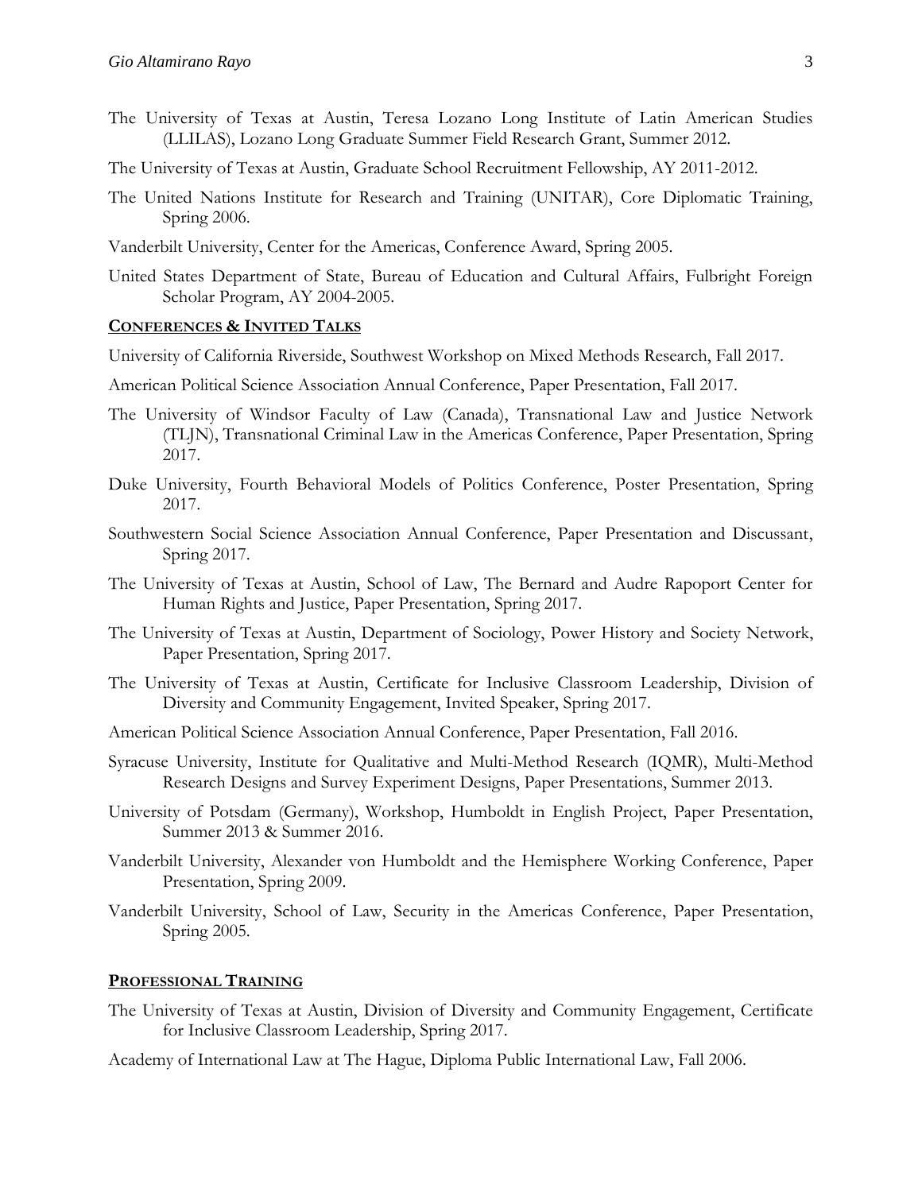The University of Texas at Austin, Teresa Lozano Long Institute of Latin American Studies (LLILAS), Lozano Long Graduate Summer Field Research Grant, Summer 2012.

The University of Texas at Austin, Graduate School Recruitment Fellowship, AY 2011-2012.

The United Nations Institute for Research and Training (UNITAR), Core Diplomatic Training, Spring 2006.

Vanderbilt University, Center for the Americas, Conference Award, Spring 2005.

United States Department of State, Bureau of Education and Cultural Affairs, Fulbright Foreign Scholar Program, AY 2004-2005.

## CONFERENCES & INVITED TALKS

University of California Riverside, Southwest Workshop on Mixed Methods Research, Fall 2017.

American Political Science Association Annual Conference, Paper Presentation, Fall 2017.

The University of Windsor Faculty of Law (Canada), Transnational Law and Justice Network (TLJN), Transnational Criminal Law in the Americas Conference, Paper Presentation, Spring 2017.

Duke University, Fourth Behavioral Models of Politics Conference, Poster Presentation, Spring 2017.

Southwestern Social Science Association Annual Conference, Paper Presentation and Discussant, Spring 2017.

The University of Texas at Austin, School of Law, The Bernard and Audre Rapoport Center for Human Rights and Justice, Paper Presentation, Spring 2017.

The University of Texas at Austin, Department of Sociology, Power History and Society Network, Paper Presentation, Spring 2017.

The University of Texas at Austin, Certificate for Inclusive Classroom Leadership, Division of Diversity and Community Engagement, Invited Speaker, Spring 2017.

American Political Science Association Annual Conference, Paper Presentation, Fall 2016.

Syracuse University, Institute for Qualitative and Multi-Method Research (IQMR), Multi-Method Research Designs and Survey Experiment Designs, Paper Presentations, Summer 2013.

University of Potsdam (Germany), Workshop, Humboldt in English Project, Paper Presentation, Summer 2013 & Summer 2016.

Vanderbilt University, Alexander von Humboldt and the Hemisphere Working Conference, Paper Presentation, Spring 2009.

Vanderbilt University, School of Law, Security in the Americas Conference, Paper Presentation, Spring 2005.

## PROFESSIONAL TRAINING

The University of Texas at Austin, Division of Diversity and Community Engagement, Certificate for Inclusive Classroom Leadership, Spring 2017.

Academy of International Law at The Hague, Diploma Public International Law, Fall 2006.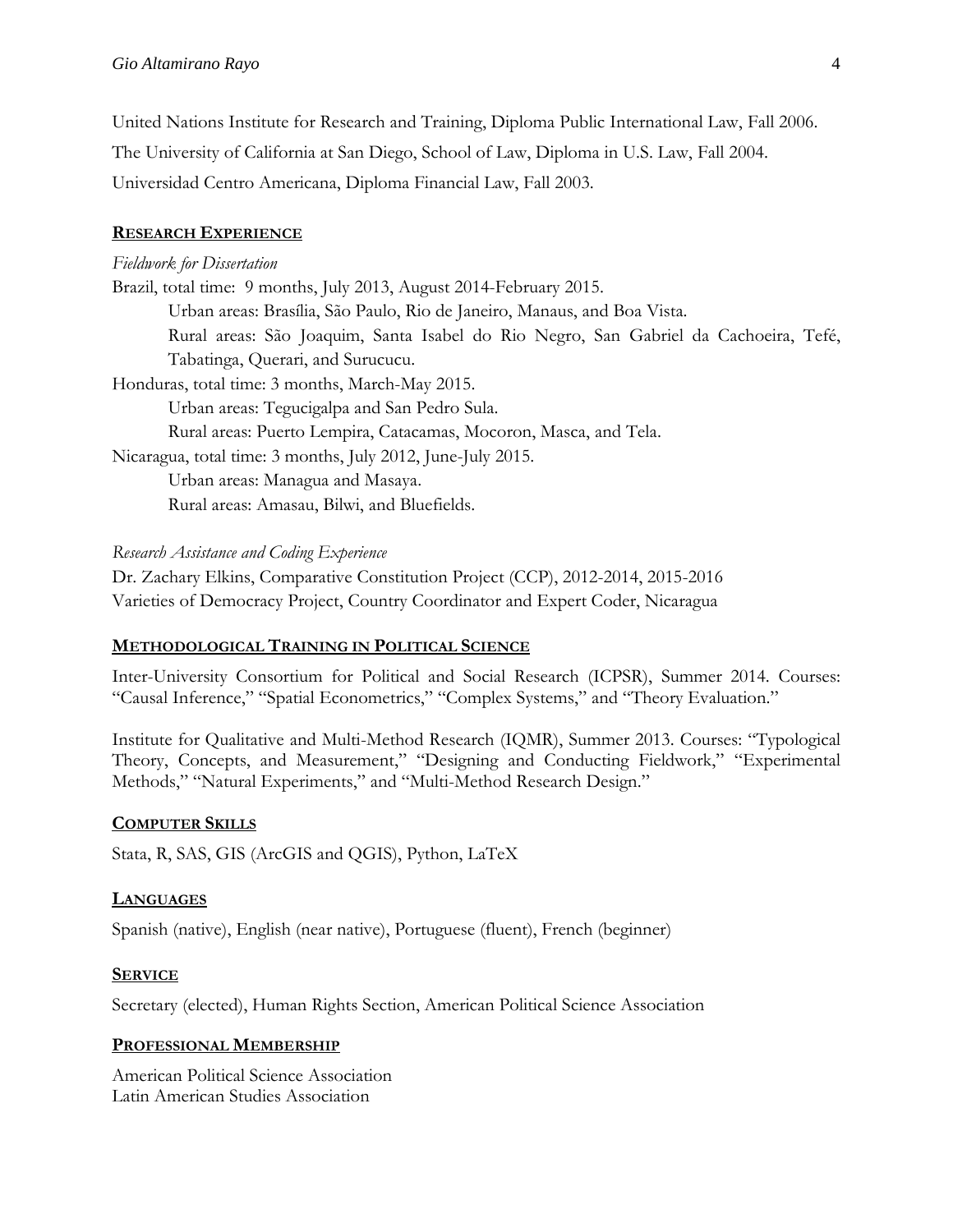United Nations Institute for Research and Training, Diploma Public International Law, Fall 2006.

The University of California at San Diego, School of Law, Diploma in U.S. Law, Fall 2004.

Universidad Centro Americana, Diploma Financial Law, Fall 2003.

## RESEARCH EXPERIENCE

*Fieldwork for Dissertation*

Brazil, total time: 9 months, July 2013, August 2014-February 2015.

- Urban areas: Brasília, São Paulo, Rio de Janeiro, Manaus, and Boa Vista.
- Rural areas: São Joaquim, Santa Isabel do Rio Negro, San Gabriel da Cachoeira, Tefé, Tabatinga, Querari, and Surucucu.

Honduras, total time: 3 months, March-May 2015.

- Urban areas: Tegucigalpa and San Pedro Sula.
- Rural areas: Puerto Lempira, Catacamas, Mocoron, Masca, and Tela.

Nicaragua, total time: 3 months, July 2012, June-July 2015.

- Urban areas: Managua and Masaya.
- Rural areas: Amasau, Bilwi, and Bluefields.

*Research Assistance and Coding Experience*

Dr. Zachary Elkins, Comparative Constitution Project (CCP), 2012-2014, 2015-2016

Varieties of Democracy Project, Country Coordinator and Expert Coder, Nicaragua

## METHODOLOGICAL TRAINING IN POLITICAL SCIENCE

Inter-University Consortium for Political and Social Research (ICPSR), Summer 2014. Courses: "Causal Inference," "Spatial Econometrics," "Complex Systems," and "Theory Evaluation."

Institute for Qualitative and Multi-Method Research (IQMR), Summer 2013. Courses: "Typological Theory, Concepts, and Measurement," "Designing and Conducting Fieldwork," "Experimental Methods," "Natural Experiments," and "Multi-Method Research Design."

## COMPUTER SKILLS

Stata, R, SAS, GIS (ArcGIS and QGIS), Python, LaTeX

## LANGUAGES

Spanish (native), English (near native), Portuguese (fluent), French (beginner)

## SERVICE

Secretary (elected), Human Rights Section, American Political Science Association

## PROFESSIONAL MEMBERSHIP

American Political Science Association

Latin American Studies Association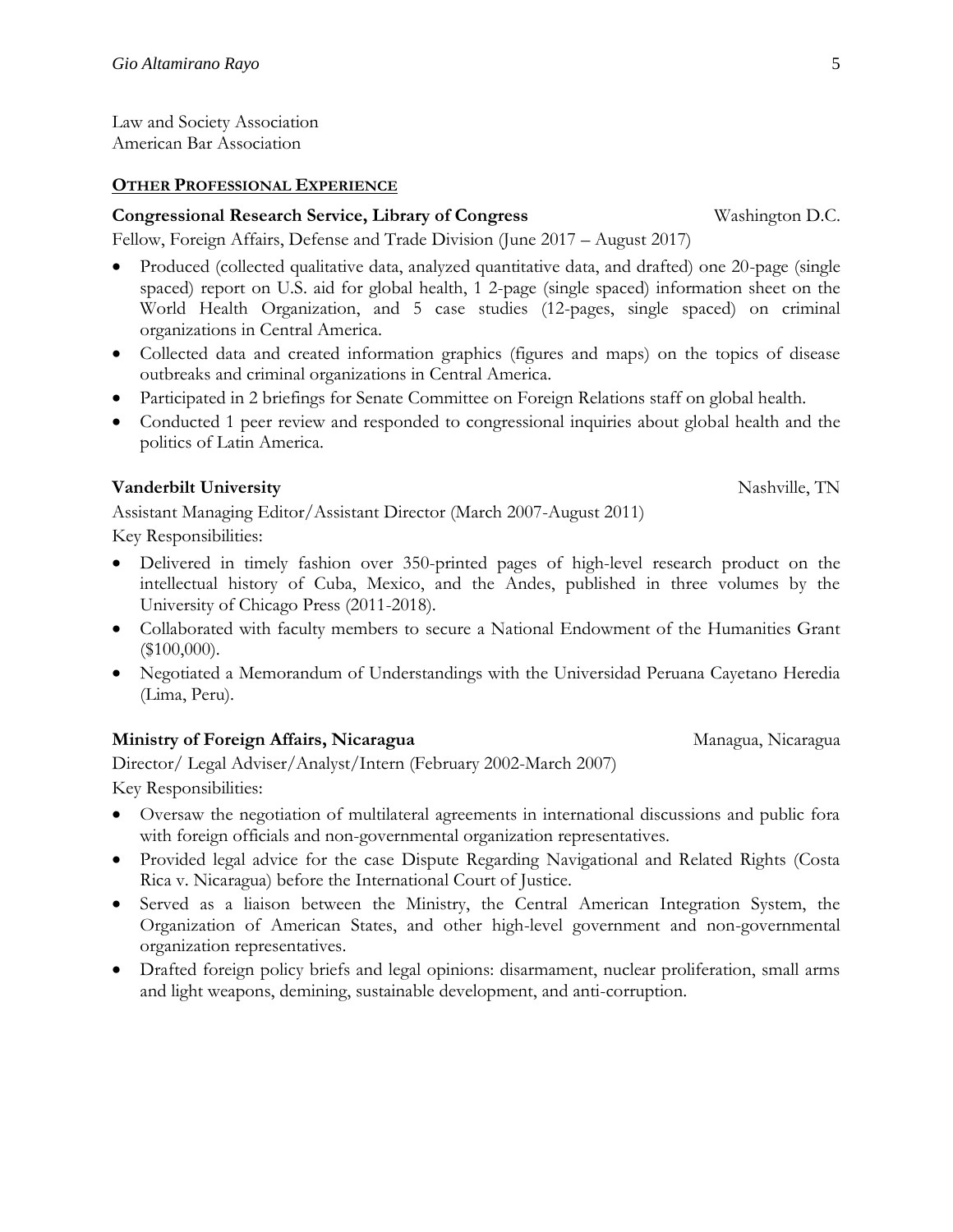Law and Society Association
American Bar Association

## OTHER PROFESSIONAL EXPERIENCE

**Congressional Research Service, Library of Congress** — Washington D.C.

Fellow, Foreign Affairs, Defense and Trade Division (June 2017 – August 2017)

- Produced (collected qualitative data, analyzed quantitative data, and drafted) one 20-page (single spaced) report on U.S. aid for global health, 1 2-page (single spaced) information sheet on the World Health Organization, and 5 case studies (12-pages, single spaced) on criminal organizations in Central America.
- Collected data and created information graphics (figures and maps) on the topics of disease outbreaks and criminal organizations in Central America.
- Participated in 2 briefings for Senate Committee on Foreign Relations staff on global health.
- Conducted 1 peer review and responded to congressional inquiries about global health and the politics of Latin America.

**Vanderbilt University** — Nashville, TN

Assistant Managing Editor/Assistant Director (March 2007-August 2011)

Key Responsibilities:

- Delivered in timely fashion over 350-printed pages of high-level research product on the intellectual history of Cuba, Mexico, and the Andes, published in three volumes by the University of Chicago Press (2011-2018).
- Collaborated with faculty members to secure a National Endowment of the Humanities Grant ($100,000).
- Negotiated a Memorandum of Understandings with the Universidad Peruana Cayetano Heredia (Lima, Peru).

**Ministry of Foreign Affairs, Nicaragua** — Managua, Nicaragua

Director/ Legal Adviser/Analyst/Intern (February 2002-March 2007)

Key Responsibilities:

- Oversaw the negotiation of multilateral agreements in international discussions and public fora with foreign officials and non-governmental organization representatives.
- Provided legal advice for the case Dispute Regarding Navigational and Related Rights (Costa Rica v. Nicaragua) before the International Court of Justice.
- Served as a liaison between the Ministry, the Central American Integration System, the Organization of American States, and other high-level government and non-governmental organization representatives.
- Drafted foreign policy briefs and legal opinions: disarmament, nuclear proliferation, small arms and light weapons, demining, sustainable development, and anti-corruption.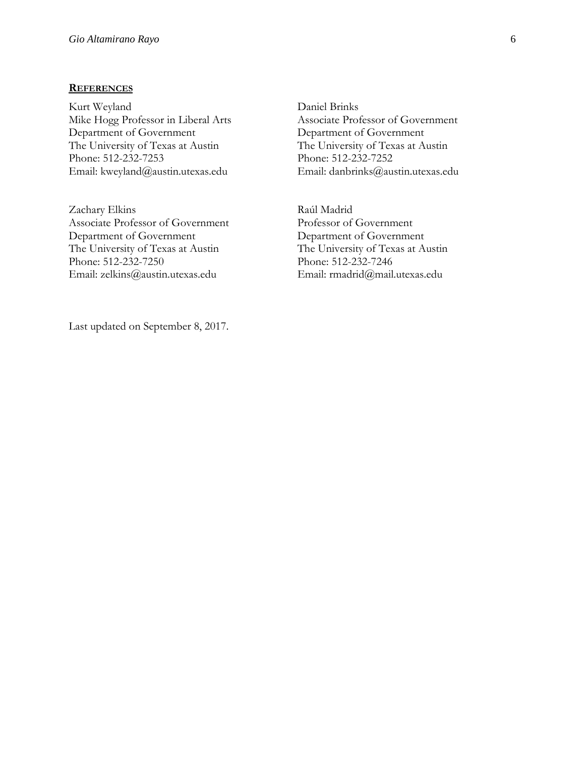## **REFERENCES**

Kurt Weyland
Mike Hogg Professor in Liberal Arts
Department of Government
The University of Texas at Austin
Phone: 512-232-7253
Email: kweyland@austin.utexas.edu

Daniel Brinks
Associate Professor of Government
Department of Government
The University of Texas at Austin
Phone: 512-232-7252
Email: danbrinks@austin.utexas.edu

Zachary Elkins
Associate Professor of Government
Department of Government
The University of Texas at Austin
Phone: 512-232-7250
Email: zelkins@austin.utexas.edu

Raúl Madrid
Professor of Government
Department of Government
The University of Texas at Austin
Phone: 512-232-7246
Email: rmadrid@mail.utexas.edu

Last updated on September 8, 2017.